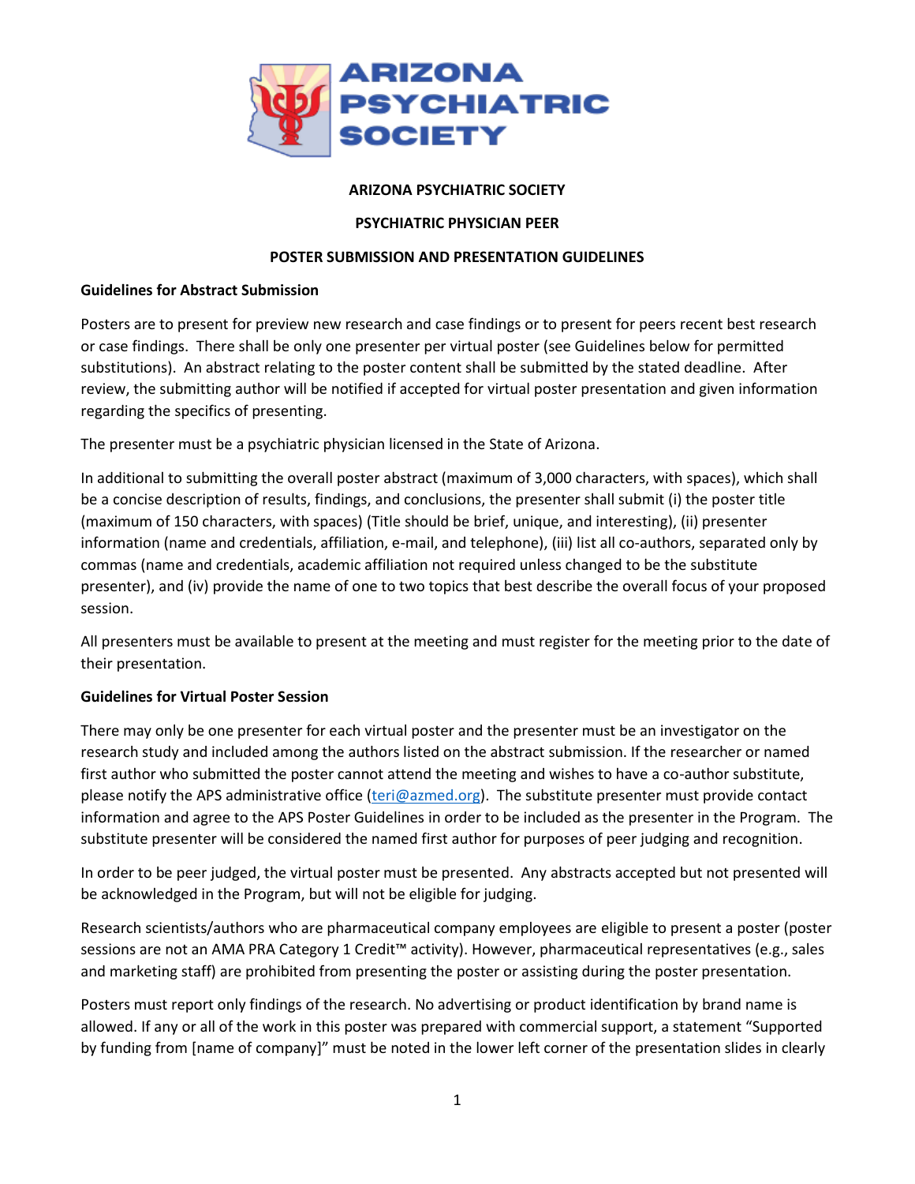# ARIZONA PSYCHIATRIC SOCIETY

## PSYCHIATRIC PHYSICIAN PEER

## POSTER SUBMISSION AND PRESENTATION GUIDELINES

### Guidelines for Abstract Submission

Posters are to present for preview new research and case findings or to present for peers recent best research or case findings. There shall be only one presenter per virtual poster (see Guidelines below for permitted substitutions). An abstract relating to the poster content shall be submitted by the stated deadline. After review, the submitting author will be notified if accepted for virtual poster presentation and given information regarding the specifics of presenting.

The presenter must be a psychiatric physician licensed in the State of Arizona.

In additional to submitting the overall poster abstract (maximum of 3,000 characters, with spaces), which shall be a concise description of results, findings, and conclusions, the presenter shall submit (i) the poster title (maximum of 150 characters, with spaces) (Title should be brief, unique, and interesting), (ii) presenter information (name and credentials, affiliation, e-mail, and telephone), (iii) list all co-authors, separated only by commas (name and credentials, academic affiliation not required unless changed to be the substitute presenter), and (iv) provide the name of one to two topics that best describe the overall focus of your proposed session.

All presenters must be available to present at the meeting and must register for the meeting prior to the date of their presentation.

### Guidelines for Virtual Poster Session

There may only be one presenter for each virtual poster and the presenter must be an investigator on the research study and included among the authors listed on the abstract submission. If the researcher or named first author who submitted the poster cannot attend the meeting and wishes to have a co-author substitute, please notify the APS administrative office (teri@azmed.org). The substitute presenter must provide contact information and agree to the APS Poster Guidelines in order to be included as the presenter in the Program. The substitute presenter will be considered the named first author for purposes of peer judging and recognition.

In order to be peer judged, the virtual poster must be presented. Any abstracts accepted but not presented will be acknowledged in the Program, but will not be eligible for judging.

Research scientists/authors who are pharmaceutical company employees are eligible to present a poster (poster sessions are not an AMA PRA Category 1 Credit™ activity). However, pharmaceutical representatives (e.g., sales and marketing staff) are prohibited from presenting the poster or assisting during the poster presentation.

Posters must report only findings of the research. No advertising or product identification by brand name is allowed. If any or all of the work in this poster was prepared with commercial support, a statement "Supported by funding from [name of company]" must be noted in the lower left corner of the presentation slides in clearly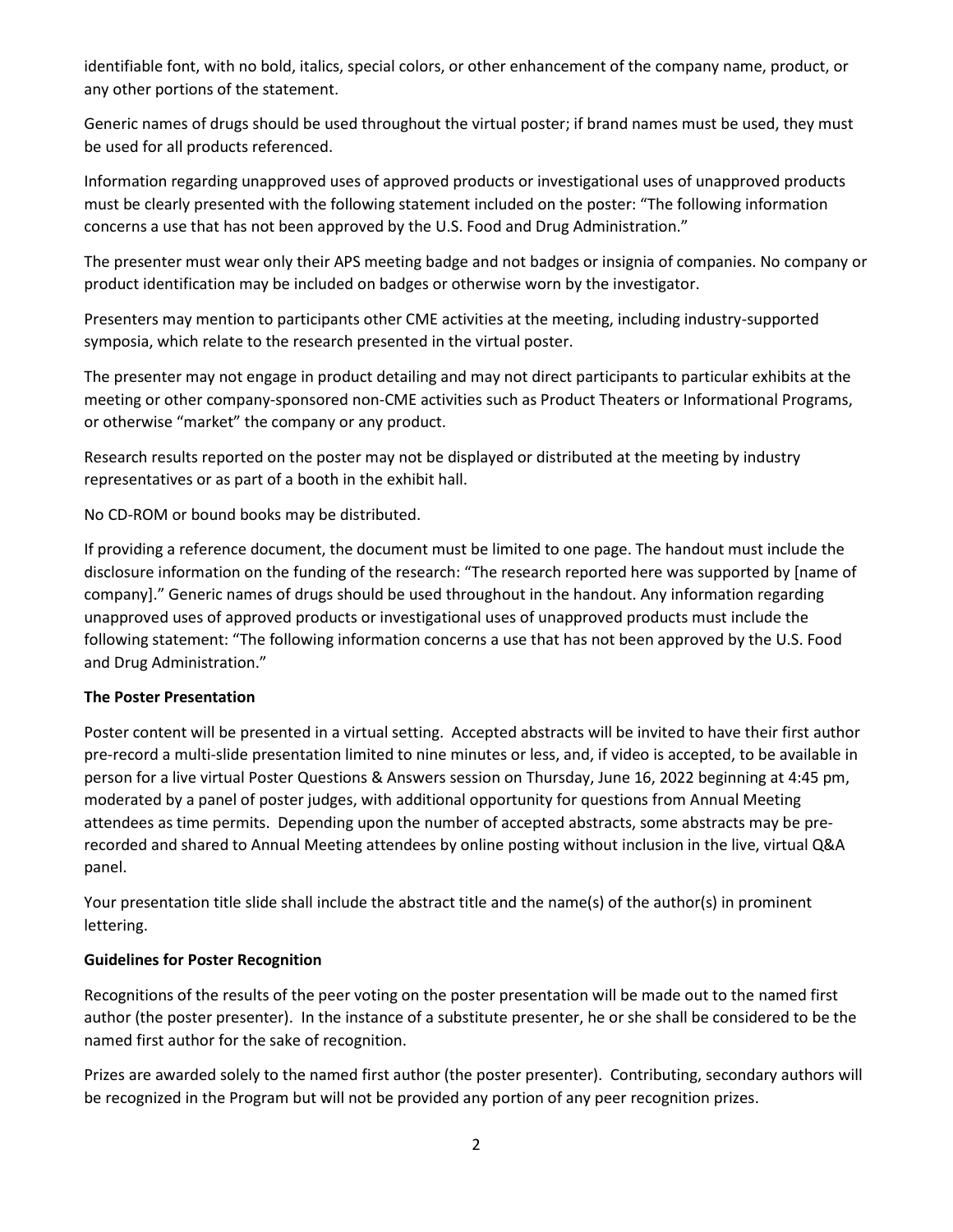identifiable font, with no bold, italics, special colors, or other enhancement of the company name, product, or any other portions of the statement.

Generic names of drugs should be used throughout the virtual poster; if brand names must be used, they must be used for all products referenced.

Information regarding unapproved uses of approved products or investigational uses of unapproved products must be clearly presented with the following statement included on the poster: "The following information concerns a use that has not been approved by the U.S. Food and Drug Administration."

The presenter must wear only their APS meeting badge and not badges or insignia of companies. No company or product identification may be included on badges or otherwise worn by the investigator.

Presenters may mention to participants other CME activities at the meeting, including industry-supported symposia, which relate to the research presented in the virtual poster.

The presenter may not engage in product detailing and may not direct participants to particular exhibits at the meeting or other company-sponsored non-CME activities such as Product Theaters or Informational Programs, or otherwise "market" the company or any product.

Research results reported on the poster may not be displayed or distributed at the meeting by industry representatives or as part of a booth in the exhibit hall.

No CD-ROM or bound books may be distributed.

If providing a reference document, the document must be limited to one page. The handout must include the disclosure information on the funding of the research: "The research reported here was supported by [name of company]." Generic names of drugs should be used throughout in the handout. Any information regarding unapproved uses of approved products or investigational uses of unapproved products must include the following statement: "The following information concerns a use that has not been approved by the U.S. Food and Drug Administration."

**The Poster Presentation**

Poster content will be presented in a virtual setting. Accepted abstracts will be invited to have their first author pre-record a multi-slide presentation limited to nine minutes or less, and, if video is accepted, to be available in person for a live virtual Poster Questions & Answers session on Thursday, June 16, 2022 beginning at 4:45 pm, moderated by a panel of poster judges, with additional opportunity for questions from Annual Meeting attendees as time permits. Depending upon the number of accepted abstracts, some abstracts may be pre-recorded and shared to Annual Meeting attendees by online posting without inclusion in the live, virtual Q&A panel.

Your presentation title slide shall include the abstract title and the name(s) of the author(s) in prominent lettering.

**Guidelines for Poster Recognition**

Recognitions of the results of the peer voting on the poster presentation will be made out to the named first author (the poster presenter). In the instance of a substitute presenter, he or she shall be considered to be the named first author for the sake of recognition.

Prizes are awarded solely to the named first author (the poster presenter). Contributing, secondary authors will be recognized in the Program but will not be provided any portion of any peer recognition prizes.